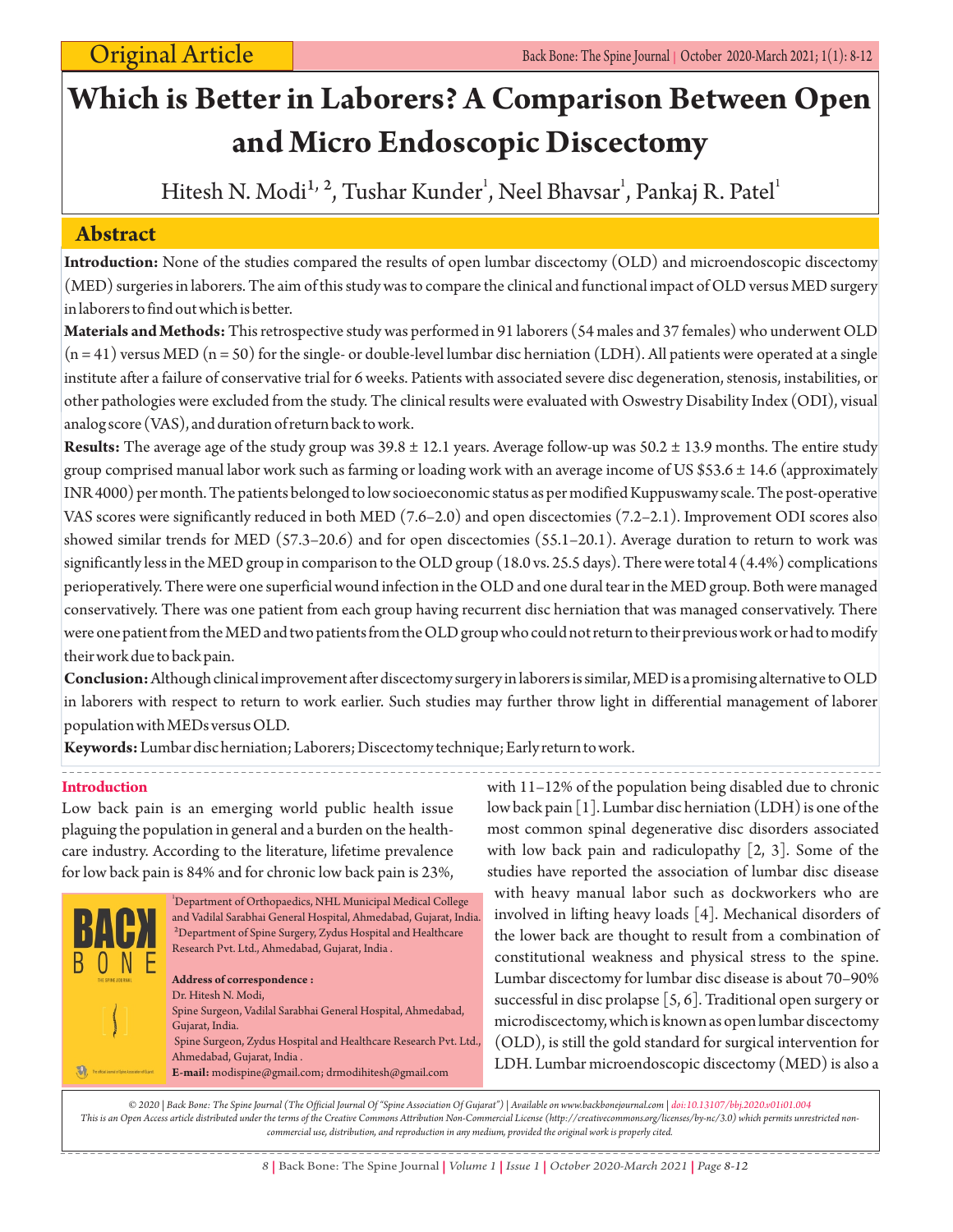Original Article

# Which is Better in Laborers? A Comparison Between Open and Micro Endoscopic Discectomy

Hitesh N. Modi[1, 2], Tushar Kunder[1], Neel Bhavsar[1], Pankaj R. Patel[1]

## Abstract

**Introduction:** None of the studies compared the results of open lumbar discectomy (OLD) and microendoscopic discectomy (MED) surgeries in laborers. The aim of this study was to compare the clinical and functional impact of OLD versus MED surgery in laborers to find out which is better.

**Materials and Methods:** This retrospective study was performed in 91 laborers (54 males and 37 females) who underwent OLD (n = 41) versus MED (n = 50) for the single- or double-level lumbar disc herniation (LDH). All patients were operated at a single institute after a failure of conservative trial for 6 weeks. Patients with associated severe disc degeneration, stenosis, instabilities, or other pathologies were excluded from the study. The clinical results were evaluated with Oswestry Disability Index (ODI), visual analog score (VAS), and duration of return back to work.

**Results:** The average age of the study group was 39.8 ± 12.1 years. Average follow-up was 50.2 ± 13.9 months. The entire study group comprised manual labor work such as farming or loading work with an average income of US $53.6 ± 14.6 (approximately INR 4000) per month. The patients belonged to low socioeconomic status as per modified Kuppuswamy scale. The post-operative VAS scores were significantly reduced in both MED (7.6–2.0) and open discectomies (7.2–2.1). Improvement ODI scores also showed similar trends for MED (57.3–20.6) and for open discectomies (55.1–20.1). Average duration to return to work was significantly less in the MED group in comparison to the OLD group (18.0 vs. 25.5 days). There were total 4 (4.4%) complications perioperatively. There were one superficial wound infection in the OLD and one dural tear in the MED group. Both were managed conservatively. There was one patient from each group having recurrent disc herniation that was managed conservatively. There were one patient from the MED and two patients from the OLD group who could not return to their previous work or had to modify their work due to back pain.

**Conclusion:** Although clinical improvement after discectomy surgery in laborers is similar, MED is a promising alternative to OLD in laborers with respect to return to work earlier. Such studies may further throw light in differential management of laborer population with MEDs versus OLD.

**Keywords:** Lumbar disc herniation; Laborers; Discectomy technique; Early return to work.

### Introduction

Low back pain is an emerging world public health issue plaguing the population in general and a burden on the healthcare industry. According to the literature, lifetime prevalence for low back pain is 84% and for chronic low back pain is 23%, with 11–12% of the population being disabled due to chronic low back pain [1]. Lumbar disc herniation (LDH) is one of the most common spinal degenerative disc disorders associated with low back pain and radiculopathy [2, 3]. Some of the studies have reported the association of lumbar disc disease with heavy manual labor such as dockworkers who are involved in lifting heavy loads [4]. Mechanical disorders of the lower back are thought to result from a combination of constitutional weakness and physical stress to the spine. Lumbar discectomy for lumbar disc disease is about 70–90% successful in disc prolapse [5, 6]. Traditional open surgery or microdiscectomy, which is known as open lumbar discectomy (OLD), is still the gold standard for surgical intervention for LDH. Lumbar microendoscopic discectomy (MED) is also a

[1]Department of Orthopaedics, NHL Municipal Medical College and Vadilal Sarabhai General Hospital, Ahmedabad, Gujarat, India.
[2]Department of Spine Surgery, Zydus Hospital and Healthcare Research Pvt. Ltd., Ahmedabad, Gujarat, India .

**Address of correspondence :**
Dr. Hitesh N. Modi,
Spine Surgeon, Vadilal Sarabhai General Hospital, Ahmedabad, Gujarat, India.
Spine Surgeon, Zydus Hospital and Healthcare Research Pvt. Ltd., Ahmedabad, Gujarat, India .
**E-mail:** modispine@gmail.com; drmodihitesh@gmail.com

*© 2020 | Back Bone: The Spine Journal (The Official Journal Of "Spine Association Of Gujarat") | Available on www.backbonejournal.com | doi:10.13107/bbj.2020.v01i01.004*
*This is an Open Access article distributed under the terms of the Creative Commons Attribution Non-Commercial License (http://creativecommons.org/licenses/by-nc/3.0) which permits unrestricted non-commercial use, distribution, and reproduction in any medium, provided the original work is properly cited.*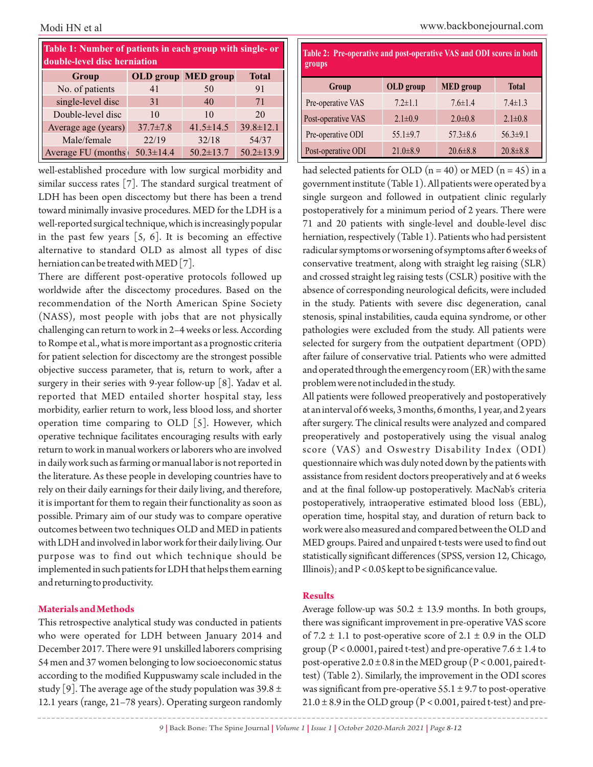**Table 1: Number of patients in each group with single- or double-level disc herniation**

| Group | OLD group | MED group | Total |
|---|---|---|---|
| No. of patients | 41 | 50 | 91 |
| single-level disc | 31 | 40 | 71 |
| Double-level disc | 10 | 10 | 20 |
| Average age (years) | 37.7±7.8 | 41.5±14.5 | 39.8±12.1 |
| Male/female | 22/19 | 32/18 | 54/37 |
| Average FU (months) | 50.3±14.4 | 50.2±13.7 | 50.2±13.9 |

well-established procedure with low surgical morbidity and similar success rates [7]. The standard surgical treatment of LDH has been open discectomy but there has been a trend toward minimally invasive procedures. MED for the LDH is a well-reported surgical technique, which is increasingly popular in the past few years [5, 6]. It is becoming an effective alternative to standard OLD as almost all types of disc herniation can be treated with MED [7].

There are different post-operative protocols followed up worldwide after the discectomy procedures. Based on the recommendation of the North American Spine Society (NASS), most people with jobs that are not physically challenging can return to work in 2–4 weeks or less. According to Rompe et al., what is more important as a prognostic criteria for patient selection for discectomy are the strongest possible objective success parameter, that is, return to work, after a surgery in their series with 9-year follow-up [8]. Yadav et al. reported that MED entailed shorter hospital stay, less morbidity, earlier return to work, less blood loss, and shorter operation time comparing to OLD [5]. However, which operative technique facilitates encouraging results with early return to work in manual workers or laborers who are involved in daily work such as farming or manual labor is not reported in the literature. As these people in developing countries have to rely on their daily earnings for their daily living, and therefore, it is important for them to regain their functionality as soon as possible. Primary aim of our study was to compare operative outcomes between two techniques OLD and MED in patients with LDH and involved in labor work for their daily living. Our purpose was to find out which technique should be implemented in such patients for LDH that helps them earning and returning to productivity.

## Materials and Methods

This retrospective analytical study was conducted in patients who were operated for LDH between January 2014 and December 2017. There were 91 unskilled laborers comprising 54 men and 37 women belonging to low socioeconomic status according to the modified Kuppuswamy scale included in the study [9]. The average age of the study population was 39.8 ± 12.1 years (range, 21–78 years). Operating surgeon randomly had selected patients for OLD (n = 40) or MED (n = 45) in a government institute (Table 1). All patients were operated by a single surgeon and followed in outpatient clinic regularly postoperatively for a minimum period of 2 years. There were 71 and 20 patients with single-level and double-level disc herniation, respectively (Table 1). Patients who had persistent radicular symptoms or worsening of symptoms after 6 weeks of conservative treatment, along with straight leg raising (SLR) and crossed straight leg raising tests (CSLR) positive with the absence of corresponding neurological deficits, were included in the study. Patients with severe disc degeneration, canal stenosis, spinal instabilities, cauda equina syndrome, or other pathologies were excluded from the study. All patients were selected for surgery from the outpatient department (OPD) after failure of conservative trial. Patients who were admitted and operated through the emergency room (ER) with the same problem were not included in the study.

All patients were followed preoperatively and postoperatively at an interval of 6 weeks, 3 months, 6 months, 1 year, and 2 years after surgery. The clinical results were analyzed and compared preoperatively and postoperatively using the visual analog score (VAS) and Oswestry Disability Index (ODI) questionnaire which was duly noted down by the patients with assistance from resident doctors preoperatively and at 6 weeks and at the final follow-up postoperatively. MacNab's criteria postoperatively, intraoperative estimated blood loss (EBL), operation time, hospital stay, and duration of return back to work were also measured and compared between the OLD and MED groups. Paired and unpaired t-tests were used to find out statistically significant differences (SPSS, version 12, Chicago, Illinois); and $P < 0.05$ kept to be significance value.

**Table 2: Pre-operative and post-operative VAS and ODI scores in both groups**

| Group | OLD group | MED group | Total |
|---|---|---|---|
| Pre-operative VAS | 7.2±1.1 | 7.6±1.4 | 7.4±1.3 |
| Post-operative VAS | 2.1±0.9 | 2.0±0.8 | 2.1±0.8 |
| Pre-operative ODI | 55.1±9.7 | 57.3±8.6 | 56.3±9.1 |
| Post-operative ODI | 21.0±8.9 | 20.6±8.8 | 20.8±8.8 |

## Results

Average follow-up was 50.2 ± 13.9 months. In both groups, there was significant improvement in pre-operative VAS score of 7.2 ± 1.1 to post-operative score of 2.1 ± 0.9 in the OLD group ($P < 0.0001$, paired t-test) and pre-operative 7.6 ± 1.4 to post-operative 2.0 ± 0.8 in the MED group ($P < 0.001$, paired t-test) (Table 2). Similarly, the improvement in the ODI scores was significant from pre-operative 55.1 ± 9.7 to post-operative 21.0 ± 8.9 in the OLD group ($P < 0.001$, paired t-test) and pre-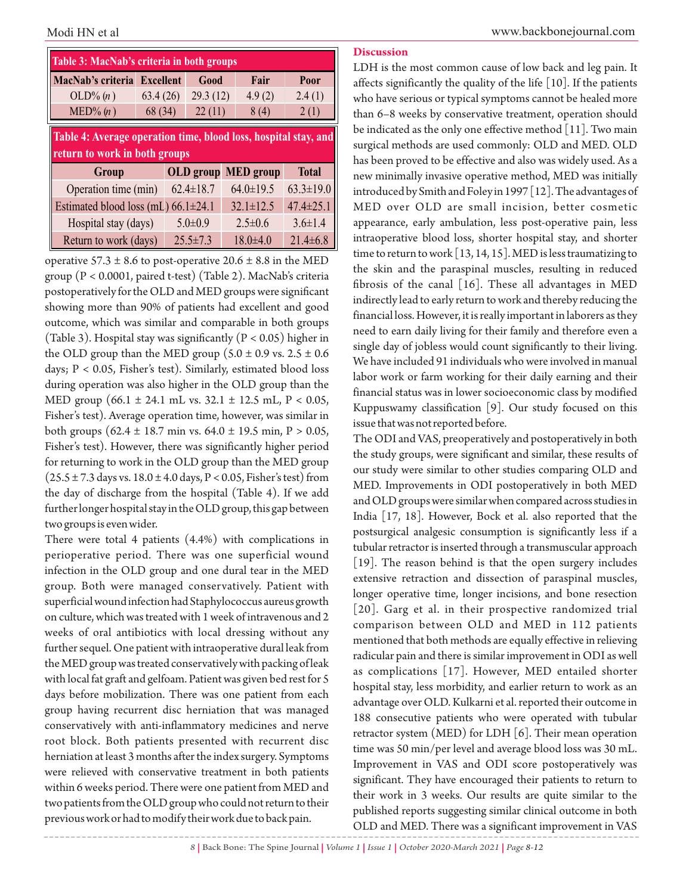**Table 3: MacNab's criteria in both groups**

| MacNab's criteria | Excellent | Good | Fair | Poor |
|---|---|---|---|---|
| OLD% (*n*) | 63.4 (26) | 29.3 (12) | 4.9 (2) | 2.4 (1) |
| MED% (*n*) | 68 (34) | 22 (11) | 8 (4) | 2 (1) |

**Table 4: Average operation time, blood loss, hospital stay, and return to work in both groups**

| Group | OLD group | MED group | Total |
|---|---|---|---|
| Operation time (min) | 62.4±18.7 | 64.0±19.5 | 63.3±19.0 |
| Estimated blood loss (mL) | 66.1±24.1 | 32.1±12.5 | 47.4±25.1 |
| Hospital stay (days) | 5.0±0.9 | 2.5±0.6 | 3.6±1.4 |
| Return to work (days) | 25.5±7.3 | 18.0±4.0 | 21.4±6.8 |

operative 57.3 ± 8.6 to post-operative 20.6 ± 8.8 in the MED group ($P < 0.0001$, paired t-test) (Table 2). MacNab's criteria postoperatively for the OLD and MED groups were significant showing more than 90% of patients had excellent and good outcome, which was similar and comparable in both groups (Table 3). Hospital stay was significantly ($P < 0.05$) higher in the OLD group than the MED group (5.0 ± 0.9 vs. 2.5 ± 0.6 days; $P < 0.05$, Fisher's test). Similarly, estimated blood loss during operation was also higher in the OLD group than the MED group (66.1 ± 24.1 mL vs. 32.1 ± 12.5 mL, $P < 0.05$, Fisher's test). Average operation time, however, was similar in both groups (62.4 ± 18.7 min vs. 64.0 ± 19.5 min, $P > 0.05$, Fisher's test). However, there was significantly higher period for returning to work in the OLD group than the MED group (25.5 ± 7.3 days vs. 18.0 ± 4.0 days, $P < 0.05$, Fisher's test) from the day of discharge from the hospital (Table 4). If we add further longer hospital stay in the OLD group, this gap between two groups is even wider.

There were total 4 patients (4.4%) with complications in perioperative period. There was one superficial wound infection in the OLD group and one dural tear in the MED group. Both were managed conservatively. Patient with superficial wound infection had Staphylococcus aureus growth on culture, which was treated with 1 week of intravenous and 2 weeks of oral antibiotics with local dressing without any further sequel. One patient with intraoperative dural leak from the MED group was treated conservatively with packing of leak with local fat graft and gelfoam. Patient was given bed rest for 5 days before mobilization. There was one patient from each group having recurrent disc herniation that was managed conservatively with anti-inflammatory medicines and nerve root block. Both patients presented with recurrent disc herniation at least 3 months after the index surgery. Symptoms were relieved with conservative treatment in both patients within 6 weeks period. There were one patient from MED and two patients from the OLD group who could not return to their previous work or had to modify their work due to back pain.

## Discussion

LDH is the most common cause of low back and leg pain. It affects significantly the quality of the life [10]. If the patients who have serious or typical symptoms cannot be healed more than 6–8 weeks by conservative treatment, operation should be indicated as the only one effective method [11]. Two main surgical methods are used commonly: OLD and MED. OLD has been proved to be effective and also was widely used. As a new minimally invasive operative method, MED was initially introduced by Smith and Foley in 1997 [12]. The advantages of MED over OLD are small incision, better cosmetic appearance, early ambulation, less post-operative pain, less intraoperative blood loss, shorter hospital stay, and shorter time to return to work [13, 14, 15]. MED is less traumatizing to the skin and the paraspinal muscles, resulting in reduced fibrosis of the canal [16]. These all advantages in MED indirectly lead to early return to work and thereby reducing the financial loss. However, it is really important in laborers as they need to earn daily living for their family and therefore even a single day of jobless would count significantly to their living. We have included 91 individuals who were involved in manual labor work or farm working for their daily earning and their financial status was in lower socioeconomic class by modified Kuppuswamy classification [9]. Our study focused on this issue that was not reported before.

The ODI and VAS, preoperatively and postoperatively in both the study groups, were significant and similar, these results of our study were similar to other studies comparing OLD and MED. Improvements in ODI postoperatively in both MED and OLD groups were similar when compared across studies in India [17, 18]. However, Bock et al. also reported that the postsurgical analgesic consumption is significantly less if a tubular retractor is inserted through a transmuscular approach [19]. The reason behind is that the open surgery includes extensive retraction and dissection of paraspinal muscles, longer operative time, longer incisions, and bone resection [20]. Garg et al. in their prospective randomized trial comparison between OLD and MED in 112 patients mentioned that both methods are equally effective in relieving radicular pain and there is similar improvement in ODI as well as complications [17]. However, MED entailed shorter hospital stay, less morbidity, and earlier return to work as an advantage over OLD. Kulkarni et al. reported their outcome in 188 consecutive patients who were operated with tubular retractor system (MED) for LDH [6]. Their mean operation time was 50 min/per level and average blood loss was 30 mL. Improvement in VAS and ODI score postoperatively was significant. They have encouraged their patients to return to their work in 3 weeks. Our results are quite similar to the published reports suggesting similar clinical outcome in both OLD and MED. There was a significant improvement in VAS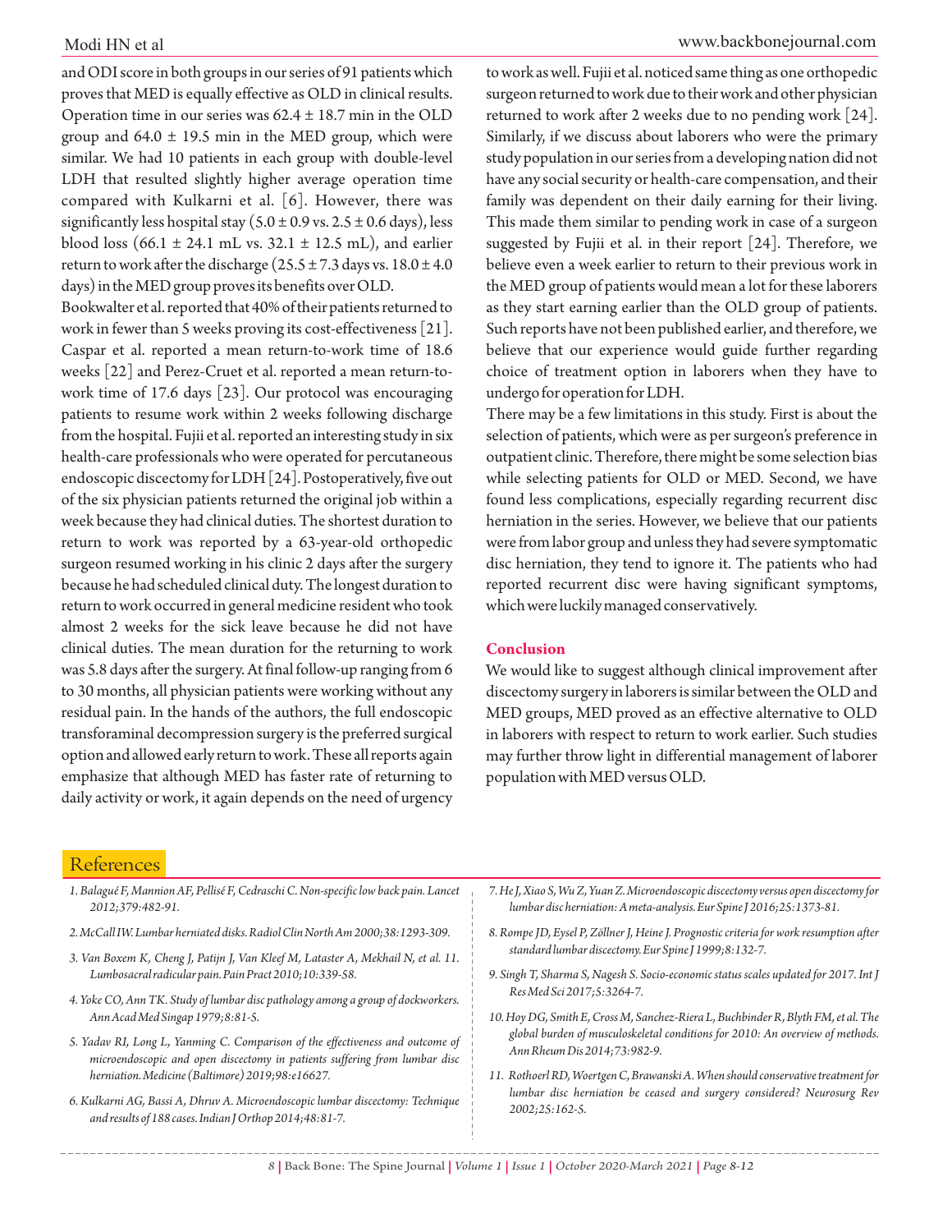and ODI score in both groups in our series of 91 patients which proves that MED is equally effective as OLD in clinical results. Operation time in our series was 62.4 ± 18.7 min in the OLD group and 64.0 ± 19.5 min in the MED group, which were similar. We had 10 patients in each group with double-level LDH that resulted slightly higher average operation time compared with Kulkarni et al. [6]. However, there was significantly less hospital stay (5.0 ± 0.9 vs. 2.5 ± 0.6 days), less blood loss (66.1 ± 24.1 mL vs. 32.1 ± 12.5 mL), and earlier return to work after the discharge (25.5 ± 7.3 days vs. 18.0 ± 4.0 days) in the MED group proves its benefits over OLD.

Bookwalter et al. reported that 40% of their patients returned to work in fewer than 5 weeks proving its cost-effectiveness [21]. Caspar et al. reported a mean return-to-work time of 18.6 weeks [22] and Perez-Cruet et al. reported a mean return-to-work time of 17.6 days [23]. Our protocol was encouraging patients to resume work within 2 weeks following discharge from the hospital. Fujii et al. reported an interesting study in six health-care professionals who were operated for percutaneous endoscopic discectomy for LDH [24]. Postoperatively, five out of the six physician patients returned the original job within a week because they had clinical duties. The shortest duration to return to work was reported by a 63-year-old orthopedic surgeon resumed working in his clinic 2 days after the surgery because he had scheduled clinical duty. The longest duration to return to work occurred in general medicine resident who took almost 2 weeks for the sick leave because he did not have clinical duties. The mean duration for the returning to work was 5.8 days after the surgery. At final follow-up ranging from 6 to 30 months, all physician patients were working without any residual pain. In the hands of the authors, the full endoscopic transforaminal decompression surgery is the preferred surgical option and allowed early return to work. These all reports again emphasize that although MED has faster rate of returning to daily activity or work, it again depends on the need of urgency to work as well. Fujii et al. noticed same thing as one orthopedic surgeon returned to work due to their work and other physician returned to work after 2 weeks due to no pending work [24]. Similarly, if we discuss about laborers who were the primary study population in our series from a developing nation did not have any social security or health-care compensation, and their family was dependent on their daily earning for their living. This made them similar to pending work in case of a surgeon suggested by Fujii et al. in their report [24]. Therefore, we believe even a week earlier to return to their previous work in the MED group of patients would mean a lot for these laborers as they start earning earlier than the OLD group of patients. Such reports have not been published earlier, and therefore, we believe that our experience would guide further regarding choice of treatment option in laborers when they have to undergo for operation for LDH.

There may be a few limitations in this study. First is about the selection of patients, which were as per surgeon's preference in outpatient clinic. Therefore, there might be some selection bias while selecting patients for OLD or MED. Second, we have found less complications, especially regarding recurrent disc herniation in the series. However, we believe that our patients were from labor group and unless they had severe symptomatic disc herniation, they tend to ignore it. The patients who had reported recurrent disc were having significant symptoms, which were luckily managed conservatively.

## Conclusion

We would like to suggest although clinical improvement after discectomy surgery in laborers is similar between the OLD and MED groups, MED proved as an effective alternative to OLD in laborers with respect to return to work earlier. Such studies may further throw light in differential management of laborer population with MED versus OLD.

## References

1. *Balagué F, Mannion AF, Pellisé F, Cedraschi C. Non-specific low back pain. Lancet 2012;379:482-91.*
2. *McCall IW. Lumbar herniated disks. Radiol Clin North Am 2000;38:1293-309.*
3. *Van Boxem K, Cheng J, Patijn J, Van Kleef M, Lataster A, Mekhail N, et al. 11. Lumbosacral radicular pain. Pain Pract 2010;10:339-58.*
4. *Yoke CO, Ann TK. Study of lumbar disc pathology among a group of dockworkers. Ann Acad Med Singap 1979;8:81-5.*
5. *Yadav RI, Long L, Yanming C. Comparison of the effectiveness and outcome of microendoscopic and open discectomy in patients suffering from lumbar disc herniation. Medicine (Baltimore) 2019;98:e16627.*
6. *Kulkarni AG, Bassi A, Dhruv A. Microendoscopic lumbar discectomy: Technique and results of 188 cases. Indian J Orthop 2014;48:81-7.*
7. *He J, Xiao S, Wu Z, Yuan Z. Microendoscopic discectomy versus open discectomy for lumbar disc herniation: A meta-analysis. Eur Spine J 2016;25:1373-81.*
8. *Rompe JD, Eysel P, Zöllner J, Heine J. Prognostic criteria for work resumption after standard lumbar discectomy. Eur Spine J 1999;8:132-7.*
9. *Singh T, Sharma S, Nagesh S. Socio-economic status scales updated for 2017. Int J Res Med Sci 2017;5:3264-7.*
10. *Hoy DG, Smith E, Cross M, Sanchez-Riera L, Buchbinder R, Blyth FM, et al. The global burden of musculoskeletal conditions for 2010: An overview of methods. Ann Rheum Dis 2014;73:982-9.*
11. *Rothoerl RD, Woertgen C, Brawanski A. When should conservative treatment for lumbar disc herniation be ceased and surgery considered? Neurosurg Rev 2002;25:162-5.*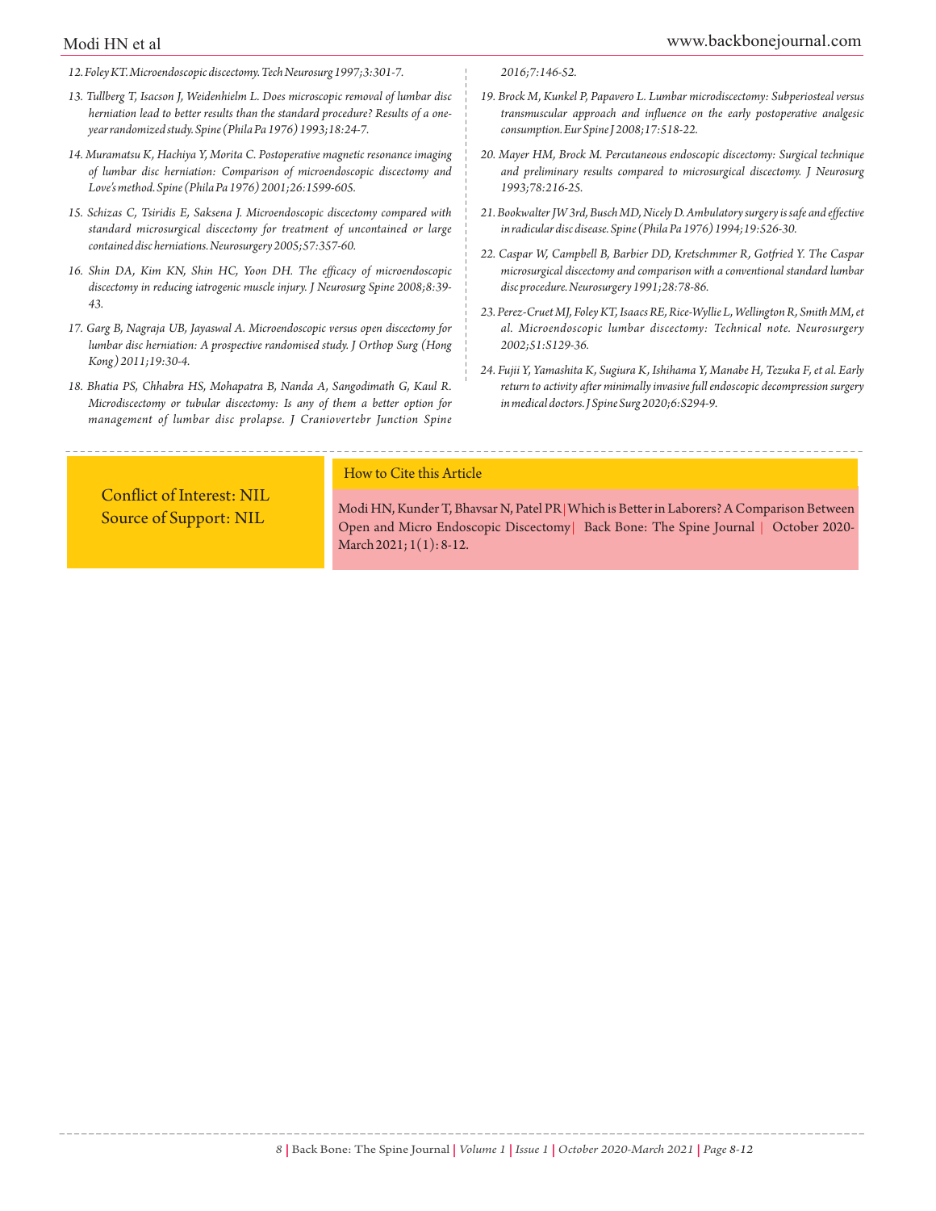12. Foley KT. Microendoscopic discectomy. Tech Neurosurg 1997;3:301-7.

13. Tullberg T, Isacson J, Weidenhielm L. Does microscopic removal of lumbar disc herniation lead to better results than the standard procedure? Results of a one-year randomized study. Spine (Phila Pa 1976) 1993;18:24-7.

14. Muramatsu K, Hachiya Y, Morita C. Postoperative magnetic resonance imaging of lumbar disc herniation: Comparison of microendoscopic discectomy and Love's method. Spine (Phila Pa 1976) 2001;26:1599-605.

15. Schizas C, Tsiridis E, Saksena J. Microendoscopic discectomy compared with standard microsurgical discectomy for treatment of uncontained or large contained disc herniations. Neurosurgery 2005;57:357-60.

16. Shin DA, Kim KN, Shin HC, Yoon DH. The efficacy of microendoscopic discectomy in reducing iatrogenic muscle injury. J Neurosurg Spine 2008;8:39-43.

17. Garg B, Nagraja UB, Jayaswal A. Microendoscopic versus open discectomy for lumbar disc herniation: A prospective randomised study. J Orthop Surg (Hong Kong) 2011;19:30-4.

18. Bhatia PS, Chhabra HS, Mohapatra B, Nanda A, Sangodimath G, Kaul R. Microdiscectomy or tubular discectomy: Is any of them a better option for management of lumbar disc prolapse. J Craniovertebr Junction Spine 2016;7:146-52.

19. Brock M, Kunkel P, Papavero L. Lumbar microdiscectomy: Subperiosteal versus transmuscular approach and influence on the early postoperative analgesic consumption. Eur Spine J 2008;17:518-22.

20. Mayer HM, Brock M. Percutaneous endoscopic discectomy: Surgical technique and preliminary results compared to microsurgical discectomy. J Neurosurg 1993;78:216-25.

21. Bookwalter JW 3rd, Busch MD, Nicely D. Ambulatory surgery is safe and effective in radicular disc disease. Spine (Phila Pa 1976) 1994;19:526-30.

22. Caspar W, Campbell B, Barbier DD, Kretschmmer R, Gotfried Y. The Caspar microsurgical discectomy and comparison with a conventional standard lumbar disc procedure. Neurosurgery 1991;28:78-86.

23. Perez-Cruet MJ, Foley KT, Isaacs RE, Rice-Wyllie L, Wellington R, Smith MM, et al. Microendoscopic lumbar discectomy: Technical note. Neurosurgery 2002;51:S129-36.

24. Fujii Y, Yamashita K, Sugiura K, Ishihama Y, Manabe H, Tezuka F, et al. Early return to activity after minimally invasive full endoscopic decompression surgery in medical doctors. J Spine Surg 2020;6:S294-9.

Conflict of Interest: NIL
Source of Support: NIL

**How to Cite this Article**

Modi HN, Kunder T, Bhavsar N, Patel PR | Which is Better in Laborers? A Comparison Between Open and Micro Endoscopic Discectomy | Back Bone: The Spine Journal | October 2020-March 2021; 1(1): 8-12.